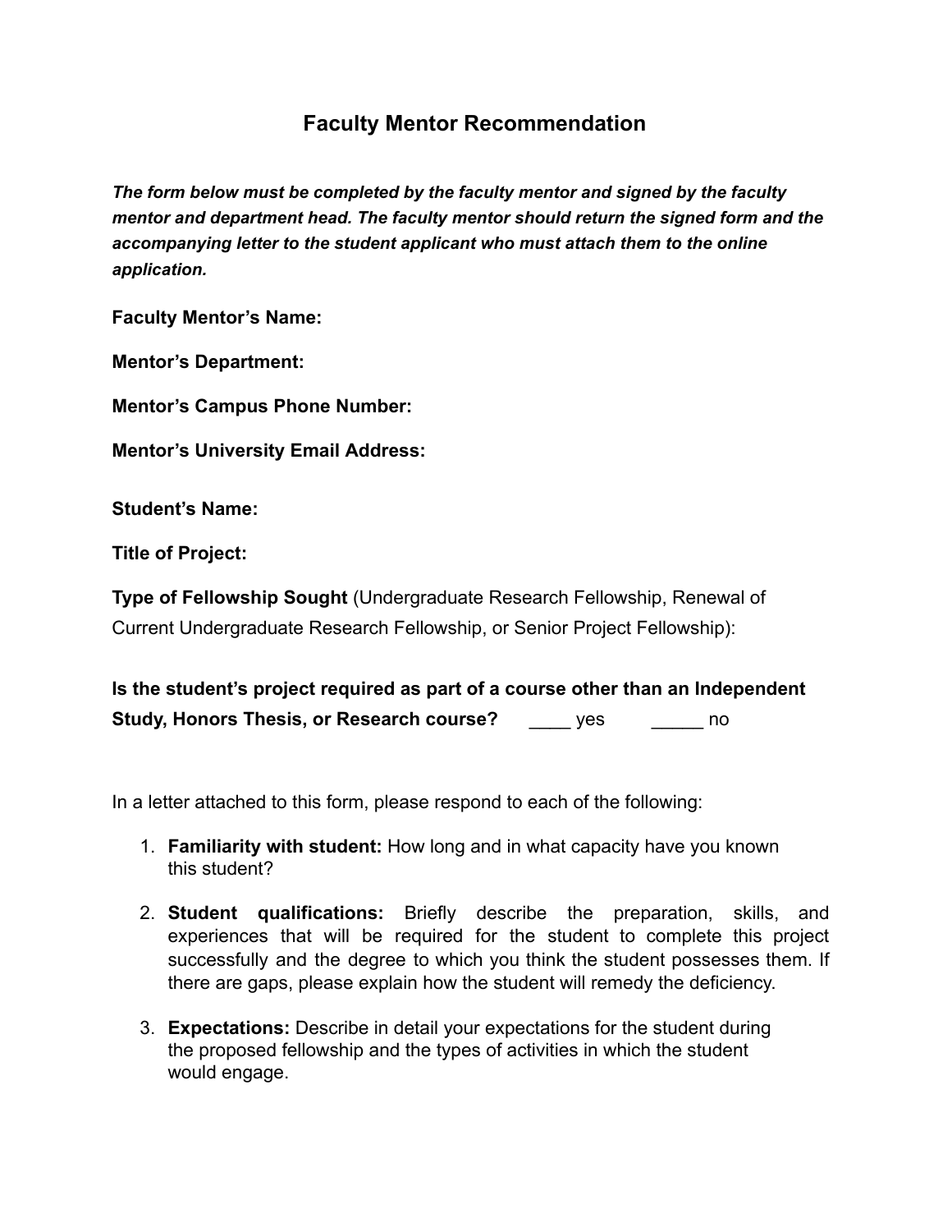# Faculty Mentor Recommendation

***The form below must be completed by the faculty mentor and signed by the faculty mentor and department head. The faculty mentor should return the signed form and the accompanying letter to the student applicant who must attach them to the online application.***

**Faculty Mentor's Name:**

**Mentor's Department:**

**Mentor's Campus Phone Number:**

**Mentor's University Email Address:**

**Student's Name:**

**Title of Project:**

**Type of Fellowship Sought** (Undergraduate Research Fellowship, Renewal of Current Undergraduate Research Fellowship, or Senior Project Fellowship):

**Is the student's project required as part of a course other than an Independent Study, Honors Thesis, or Research course?** ____ yes _____ no

In a letter attached to this form, please respond to each of the following:

1. **Familiarity with student:** How long and in what capacity have you known this student?
2. **Student qualifications:** Briefly describe the preparation, skills, and experiences that will be required for the student to complete this project successfully and the degree to which you think the student possesses them. If there are gaps, please explain how the student will remedy the deficiency.
3. **Expectations:** Describe in detail your expectations for the student during the proposed fellowship and the types of activities in which the student would engage.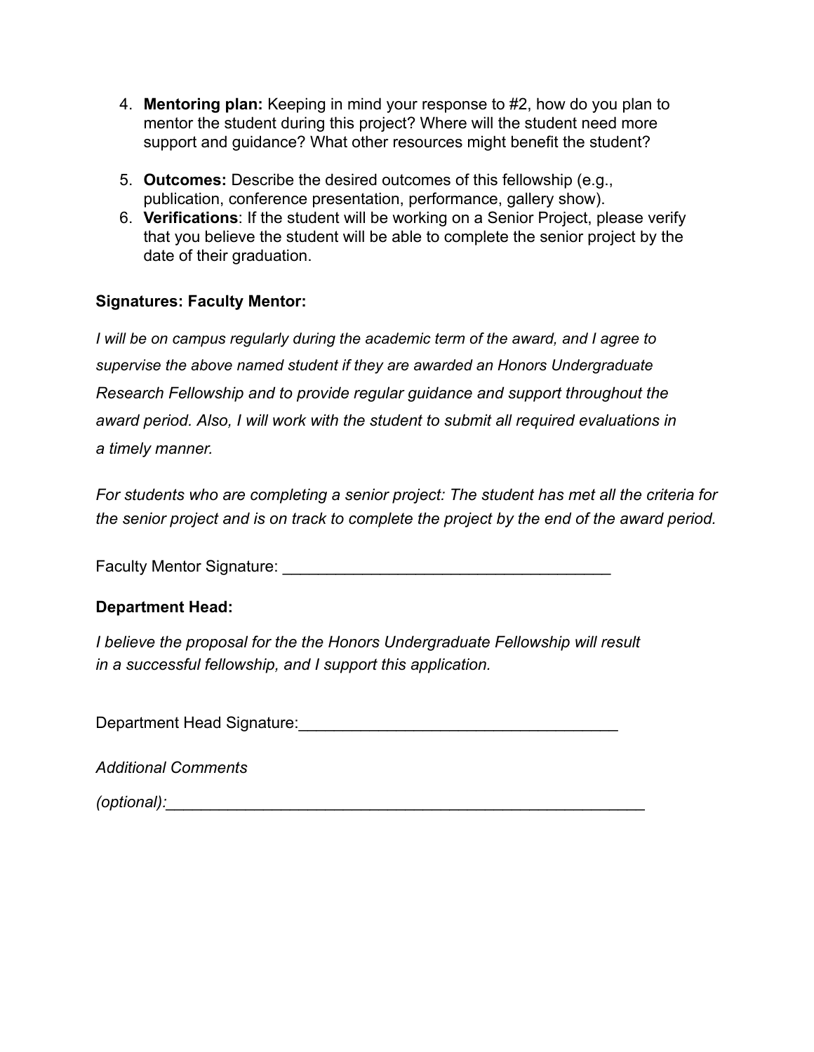4. **Mentoring plan:** Keeping in mind your response to #2, how do you plan to mentor the student during this project? Where will the student need more support and guidance? What other resources might benefit the student?

5. **Outcomes:** Describe the desired outcomes of this fellowship (e.g., publication, conference presentation, performance, gallery show).
6. **Verifications**: If the student will be working on a Senior Project, please verify that you believe the student will be able to complete the senior project by the date of their graduation.

**Signatures: Faculty Mentor:**

*I will be on campus regularly during the academic term of the award, and I agree to supervise the above named student if they are awarded an Honors Undergraduate Research Fellowship and to provide regular guidance and support throughout the award period. Also, I will work with the student to submit all required evaluations in a timely manner.*

*For students who are completing a senior project: The student has met all the criteria for the senior project and is on track to complete the project by the end of the award period.*

Faculty Mentor Signature: ______________________________________

**Department Head:**

*I believe the proposal for the the Honors Undergraduate Fellowship will result in a successful fellowship, and I support this application.*

Department Head Signature:_____________________________________

*Additional Comments*

*(optional):*_______________________________________________________